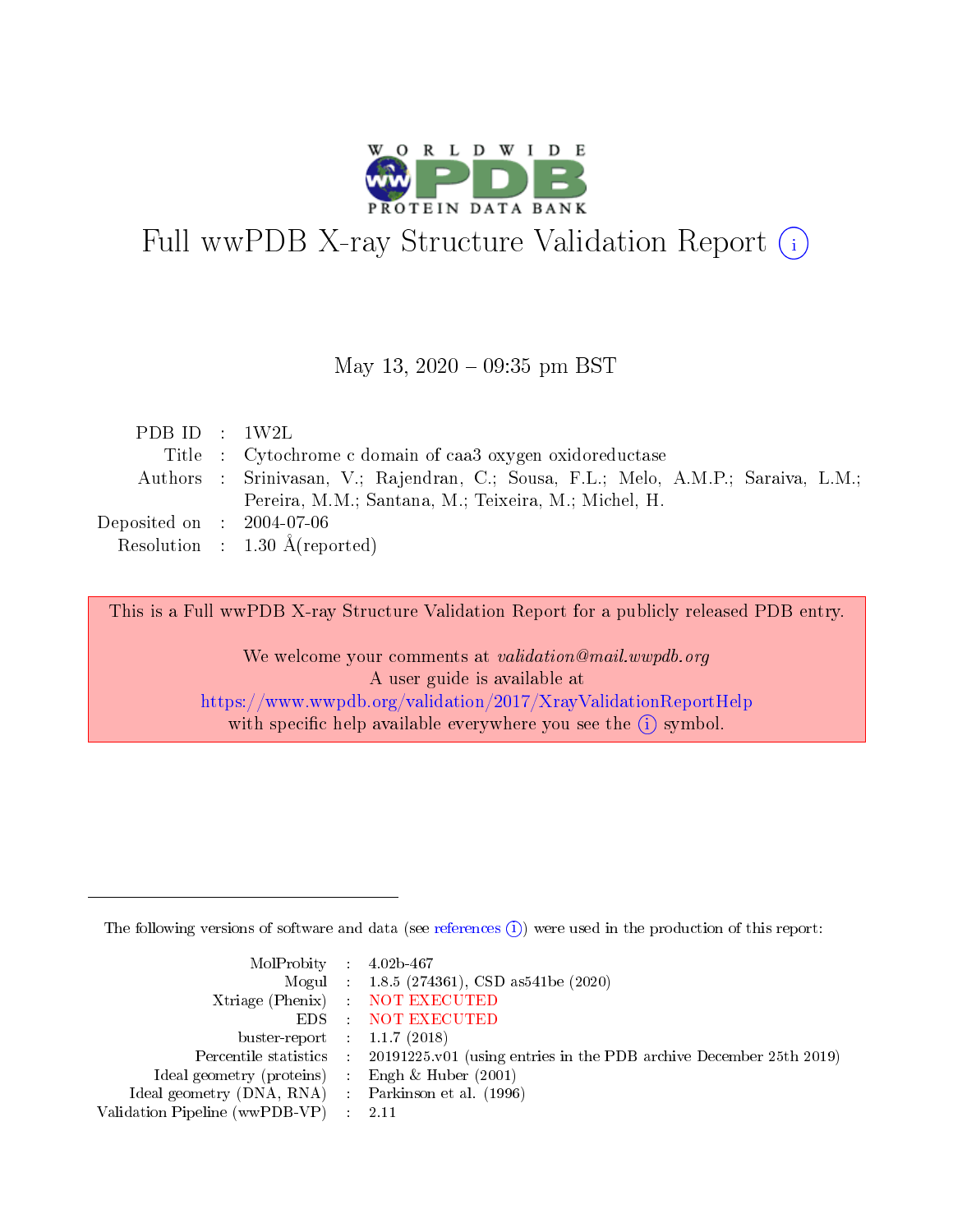# Full wwPDB X-ray Structure Validation Report (i)

May 13, 2020 – 09:35 pm BST

| | | |
|---|---|---|
| PDB ID | : | 1W2L |
| Title | : | Cytochrome c domain of caa3 oxygen oxidoreductase |
| Authors | : | Srinivasan, V.; Rajendran, C.; Sousa, F.L.; Melo, A.M.P.; Saraiva, L.M.; Pereira, M.M.; Santana, M.; Teixeira, M.; Michel, H. |
| Deposited on | : | 2004-07-06 |
| Resolution | : | 1.30 Å(reported) |

This is a Full wwPDB X-ray Structure Validation Report for a publicly released PDB entry.

We welcome your comments at *validation@mail.wwpdb.org*
A user guide is available at
https://www.wwpdb.org/validation/2017/XrayValidationReportHelp
with specific help available everywhere you see the (i) symbol.

The following versions of software and data (see references (i)) were used in the production of this report:

| | | |
|---|---|---|
| MolProbity | : | 4.02b-467 |
| Mogul | : | 1.8.5 (274361), CSD as541be (2020) |
| Xtriage (Phenix) | : | NOT EXECUTED |
| EDS | : | NOT EXECUTED |
| buster-report | : | 1.1.7 (2018) |
| Percentile statistics | : | 20191225.v01 (using entries in the PDB archive December 25th 2019) |
| Ideal geometry (proteins) | : | Engh & Huber (2001) |
| Ideal geometry (DNA, RNA) | : | Parkinson et al. (1996) |
| Validation Pipeline (wwPDB-VP) | : | 2.11 |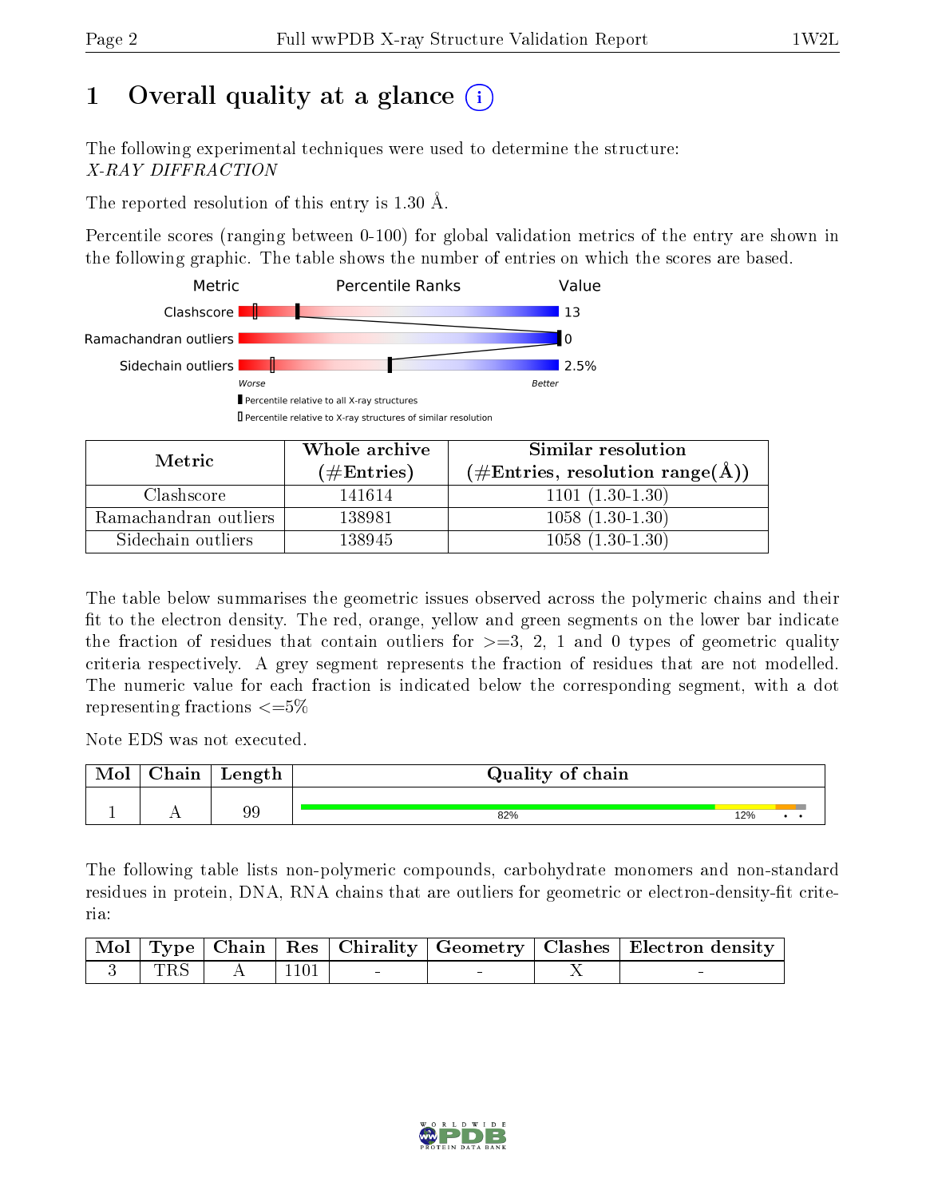# 1 Overall quality at a glance

The following experimental techniques were used to determine the structure:
*X-RAY DIFFRACTION*

The reported resolution of this entry is 1.30 Å.

Percentile scores (ranging between 0-100) for global validation metrics of the entry are shown in the following graphic. The table shows the number of entries on which the scores are based.

| Metric | Value |
|---|---|
| Clashscore | 13 |
| Ramachandran outliers | 0 |
| Sidechain outliers | 2.5% |

| Metric | Whole archive (#Entries) | Similar resolution (#Entries, resolution range(Å)) |
|---|---|---|
| Clashscore | 141614 | 1101 (1.30-1.30) |
| Ramachandran outliers | 138981 | 1058 (1.30-1.30) |
| Sidechain outliers | 138945 | 1058 (1.30-1.30) |

The table below summarises the geometric issues observed across the polymeric chains and their fit to the electron density. The red, orange, yellow and green segments on the lower bar indicate the fraction of residues that contain outliers for >=3, 2, 1 and 0 types of geometric quality criteria respectively. A grey segment represents the fraction of residues that are not modelled. The numeric value for each fraction is indicated below the corresponding segment, with a dot representing fractions <=5%

Note EDS was not executed.

| Mol | Chain | Length | Quality of chain |
|---|---|---|---|
| 1 | A | 99 | 82% 12% • • |

The following table lists non-polymeric compounds, carbohydrate monomers and non-standard residues in protein, DNA, RNA chains that are outliers for geometric or electron-density-fit criteria:

| Mol | Type | Chain | Res | Chirality | Geometry | Clashes | Electron density |
|---|---|---|---|---|---|---|---|
| 3 | TRS | A | 1101 | - | - | X | - |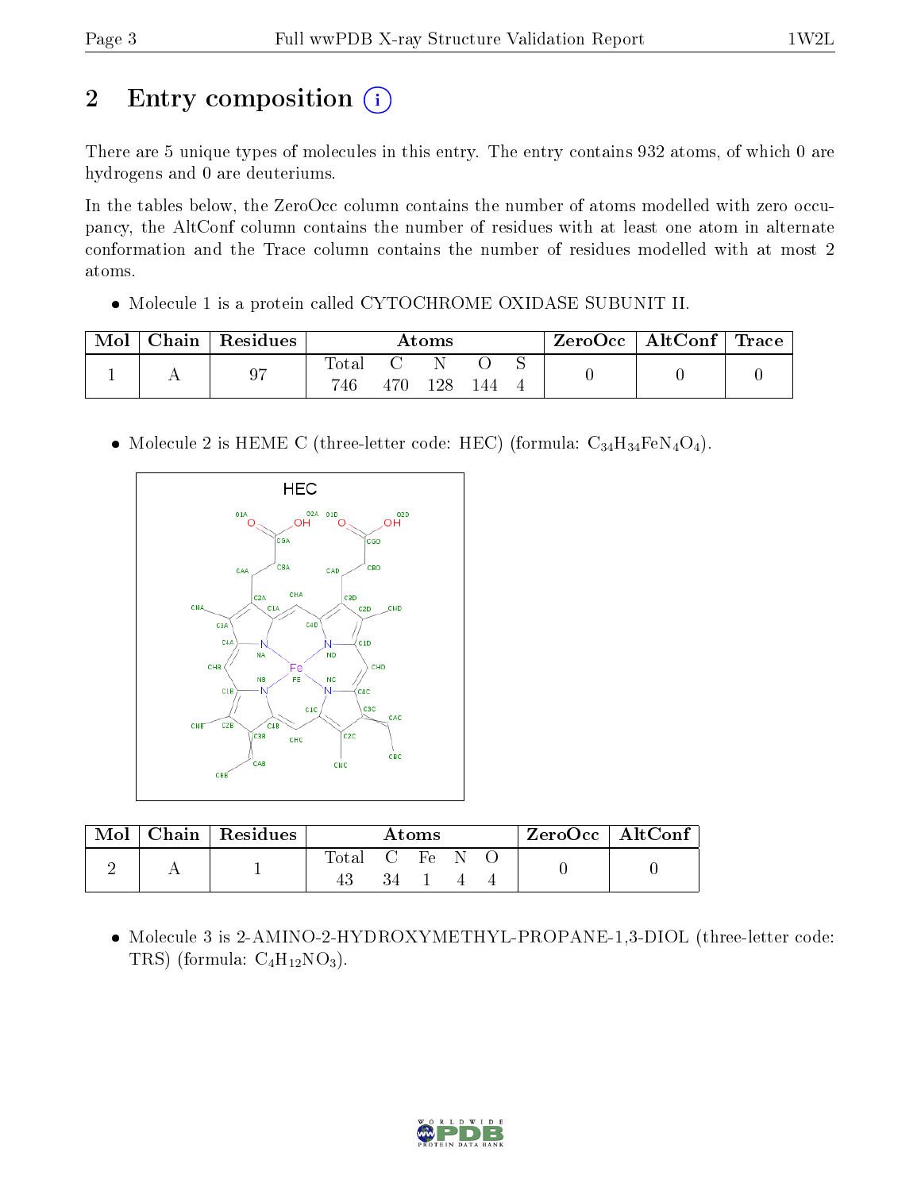# 2 Entry composition

There are 5 unique types of molecules in this entry. The entry contains 932 atoms, of which 0 are hydrogens and 0 are deuteriums.

In the tables below, the ZeroOcc column contains the number of atoms modelled with zero occupancy, the AltConf column contains the number of residues with at least one atom in alternate conformation and the Trace column contains the number of residues modelled with at most 2 atoms.

- Molecule 1 is a protein called CYTOCHROME OXIDASE SUBUNIT II.

| Mol | Chain | Residues | Atoms | | | | | ZeroOcc | AltConf | Trace |
|---|---|---|---|---|---|---|---|---|---|---|
| | | | Total | C | N | O | S | | | |
| 1 | A | 97 | 746 | 470 | 128 | 144 | 4 | 0 | 0 | 0 |

- Molecule 2 is HEME C (three-letter code: HEC) (formula: $C_{34}H_{34}FeN_4O_4$).

| Mol | Chain | Residues | Atoms | | | | | ZeroOcc | AltConf |
|---|---|---|---|---|---|---|---|---|---|
| | | | Total | C | Fe | N | O | | |
| 2 | A | 1 | 43 | 34 | 1 | 4 | 4 | 0 | 0 |

- Molecule 3 is 2-AMINO-2-HYDROXYMETHYL-PROPANE-1,3-DIOL (three-letter code: TRS) (formula: $C_4H_{12}NO_3$).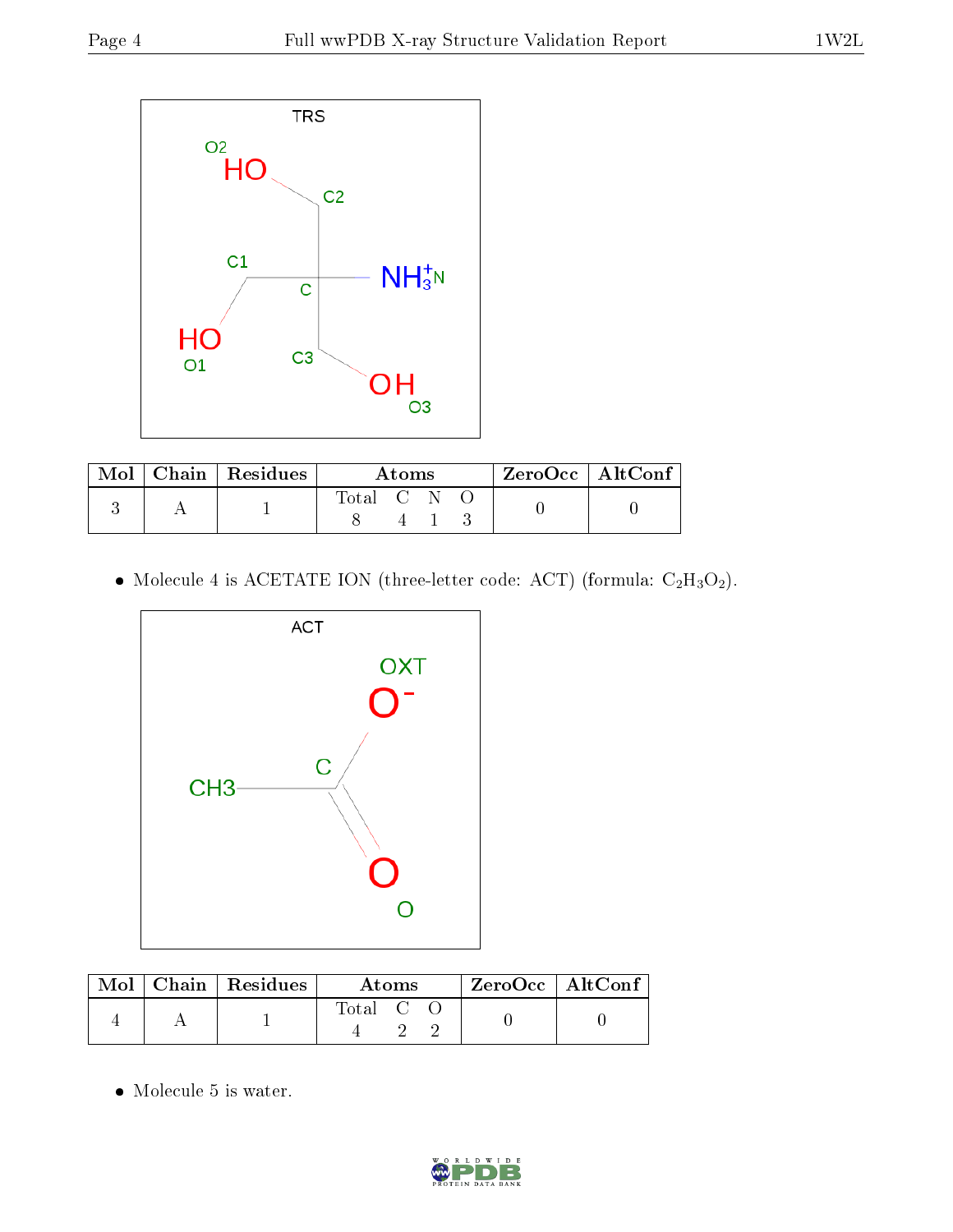| Mol | Chain | Residues | Atoms | | | | ZeroOcc | AltConf |
|---|---|---|---|---|---|---|---|---|
| | | | Total | C | N | O | | |
| 3 | A | 1 | 8 | 4 | 1 | 3 | 0 | 0 |

- Molecule 4 is ACETATE ION (three-letter code: ACT) (formula: $C_2H_3O_2$).

| Mol | Chain | Residues | Atoms | | | ZeroOcc | AltConf |
|---|---|---|---|---|---|---|---|
| | | | Total | C | O | | |
| 4 | A | 1 | 4 | 2 | 2 | 0 | 0 |

- Molecule 5 is water.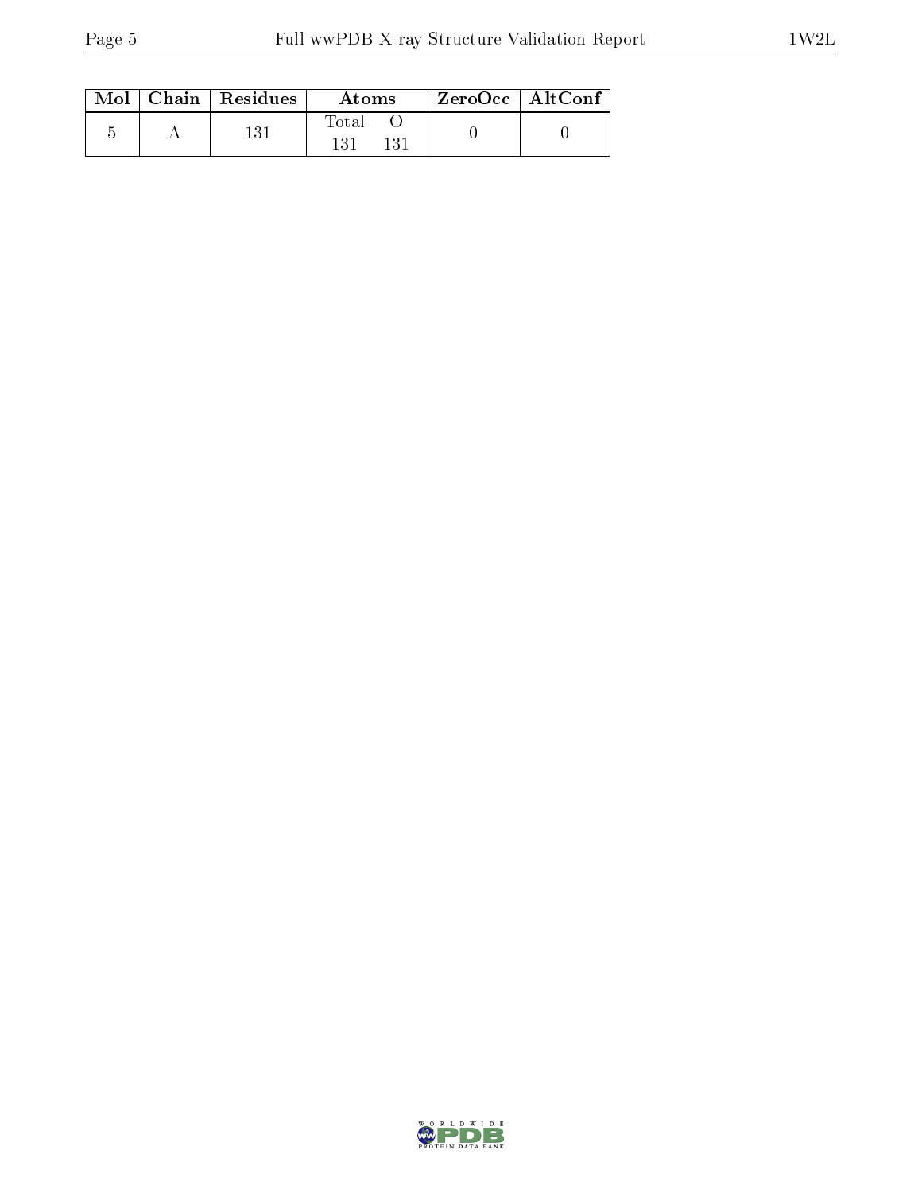| Mol | Chain | Residues | Atoms | | ZeroOcc | AltConf |
|---|---|---|---|---|---|---|
| | | | Total | O | | |
| 5 | A | 131 | 131 | 131 | 0 | 0 |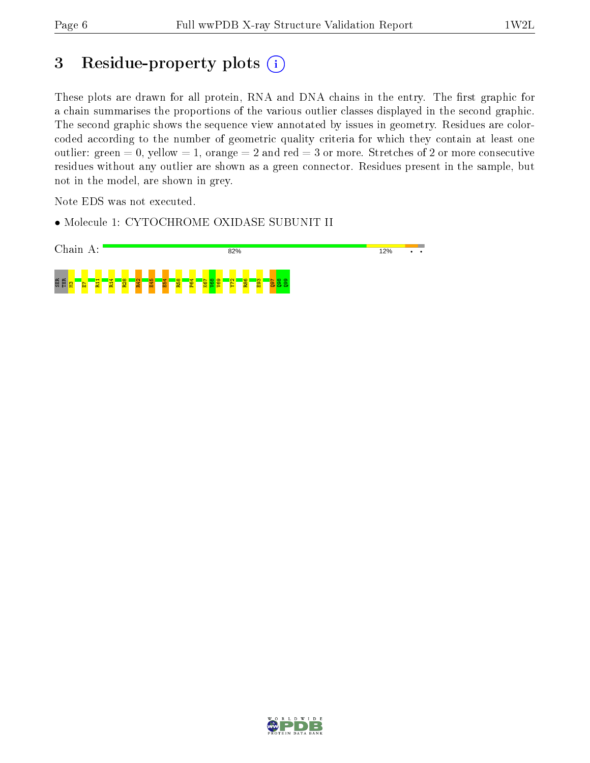# 3 Residue-property plots

These plots are drawn for all protein, RNA and DNA chains in the entry. The first graphic for a chain summarises the proportions of the various outlier classes displayed in the second graphic. The second graphic shows the sequence view annotated by issues in geometry. Residues are color-coded according to the number of geometric quality criteria for which they contain at least one outlier: green = 0, yellow = 1, orange = 2 and red = 3 or more. Stretches of 2 or more consecutive residues without any outlier are shown as a green connector. Residues present in the sample, but not in the model, are shown in grey.

Note EDS was not executed.

- Molecule 1: CYTOCHROME OXIDASE SUBUNIT II

Chain A: 82% 12% • •

SER THR M3 E7 R11 R14 R28 R42 E45 E54 R58 P64 K67 V68 V69 Y72 R86 E93 Q97 Q98 Q99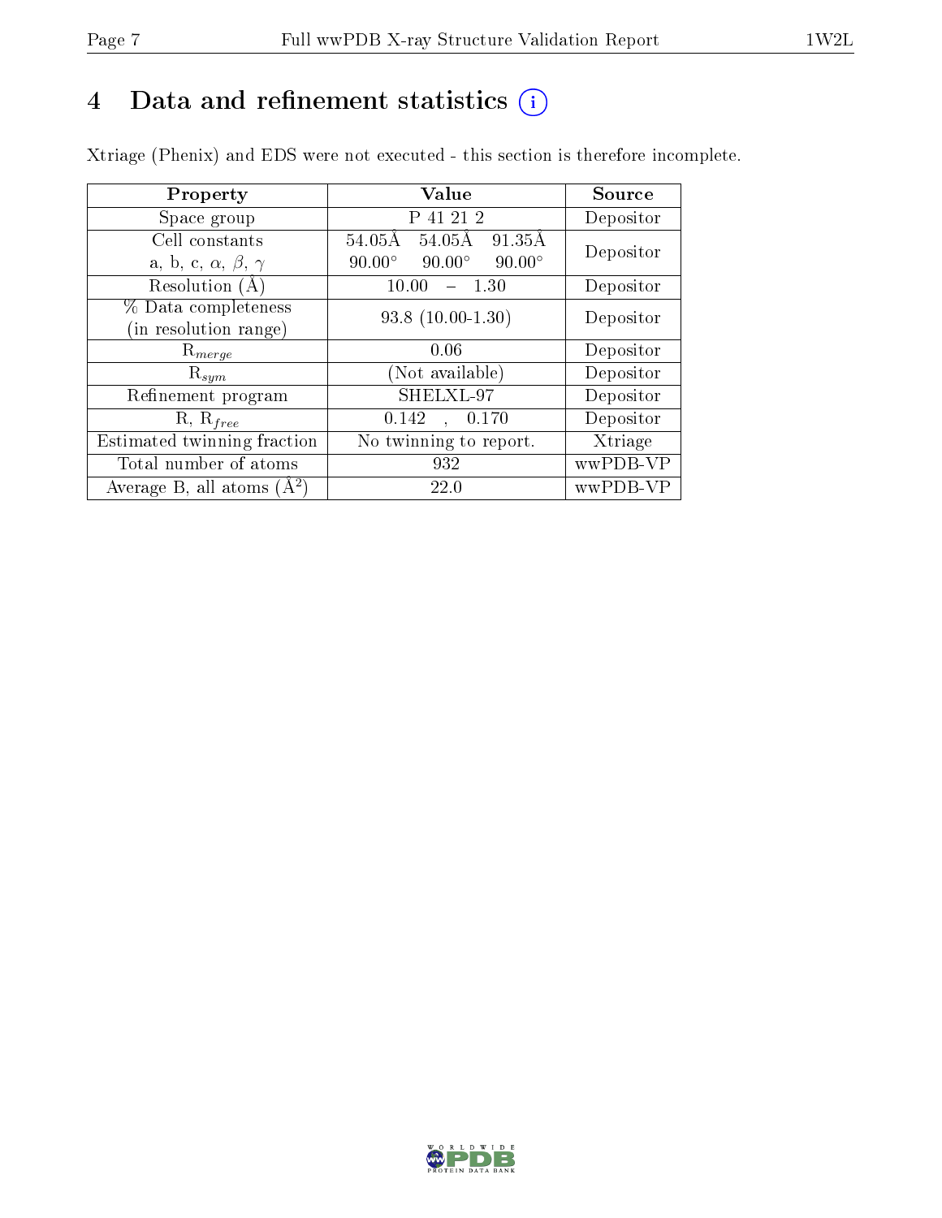# 4 Data and refinement statistics

Xtriage (Phenix) and EDS were not executed - this section is therefore incomplete.

| Property | Value | Source |
|---|---|---|
| Space group | P 41 21 2 | Depositor |
| Cell constants<br>a, b, c, $\alpha$, $\beta$, $\gamma$ | 54.05Å 54.05Å 91.35Å<br>90.00° 90.00° 90.00° | Depositor |
| Resolution (Å) | 10.00 – 1.30 | Depositor |
| % Data completeness<br>(in resolution range) | 93.8 (10.00-1.30) | Depositor |
| $R_{merge}$ | 0.06 | Depositor |
| $R_{sym}$ | (Not available) | Depositor |
| Refinement program | SHELXL-97 | Depositor |
| R, $R_{free}$ | 0.142 , 0.170 | Depositor |
| Estimated twinning fraction | No twinning to report. | Xtriage |
| Total number of atoms | 932 | wwPDB-VP |
| Average B, all atoms ($Å^2$) | 22.0 | wwPDB-VP |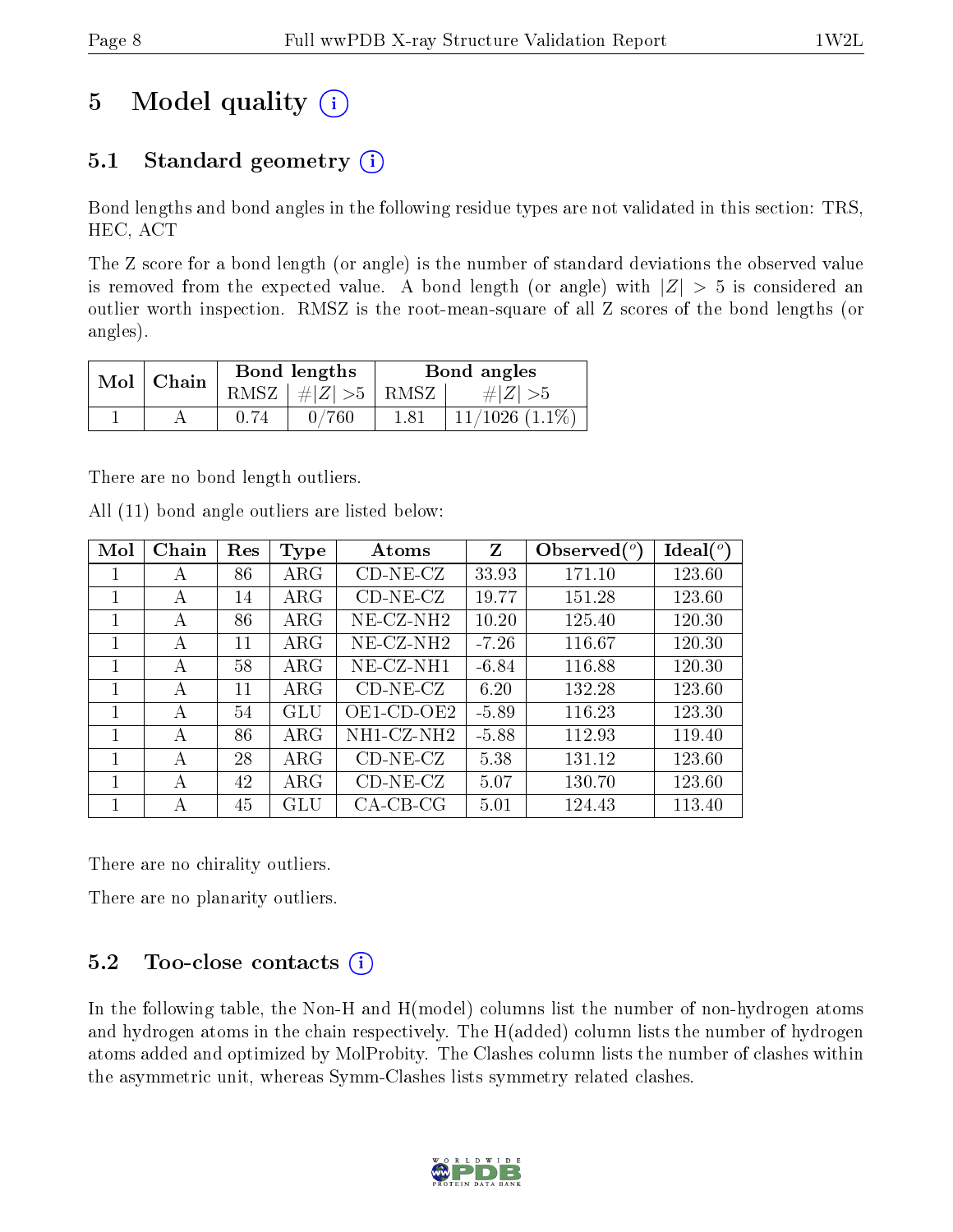# 5 Model quality (i)

## 5.1 Standard geometry (i)

Bond lengths and bond angles in the following residue types are not validated in this section: TRS, HEC, ACT

The Z score for a bond length (or angle) is the number of standard deviations the observed value is removed from the expected value. A bond length (or angle) with $|Z| > 5$ is considered an outlier worth inspection. RMSZ is the root-mean-square of all Z scores of the bond lengths (or angles).

| Mol | Chain | Bond lengths | | Bond angles | |
|---|---|---|---|---|---|
| | | RMSZ | $\#|Z| > 5$ | RMSZ | $\#|Z| > 5$ |
| 1 | A | 0.74 | 0/760 | 1.81 | 11/1026 (1.1%) |

There are no bond length outliers.

All (11) bond angle outliers are listed below:

| Mol | Chain | Res | Type | Atoms | Z | Observed(°) | Ideal(°) |
|---|---|---|---|---|---|---|---|
| 1 | A | 86 | ARG | CD-NE-CZ | 33.93 | 171.10 | 123.60 |
| 1 | A | 14 | ARG | CD-NE-CZ | 19.77 | 151.28 | 123.60 |
| 1 | A | 86 | ARG | NE-CZ-NH2 | 10.20 | 125.40 | 120.30 |
| 1 | A | 11 | ARG | NE-CZ-NH2 | -7.26 | 116.67 | 120.30 |
| 1 | A | 58 | ARG | NE-CZ-NH1 | -6.84 | 116.88 | 120.30 |
| 1 | A | 11 | ARG | CD-NE-CZ | 6.20 | 132.28 | 123.60 |
| 1 | A | 54 | GLU | OE1-CD-OE2 | -5.89 | 116.23 | 123.30 |
| 1 | A | 86 | ARG | NH1-CZ-NH2 | -5.88 | 112.93 | 119.40 |
| 1 | A | 28 | ARG | CD-NE-CZ | 5.38 | 131.12 | 123.60 |
| 1 | A | 42 | ARG | CD-NE-CZ | 5.07 | 130.70 | 123.60 |
| 1 | A | 45 | GLU | CA-CB-CG | 5.01 | 124.43 | 113.40 |

There are no chirality outliers.

There are no planarity outliers.

## 5.2 Too-close contacts (i)

In the following table, the Non-H and H(model) columns list the number of non-hydrogen atoms and hydrogen atoms in the chain respectively. The H(added) column lists the number of hydrogen atoms added and optimized by MolProbity. The Clashes column lists the number of clashes within the asymmetric unit, whereas Symm-Clashes lists symmetry related clashes.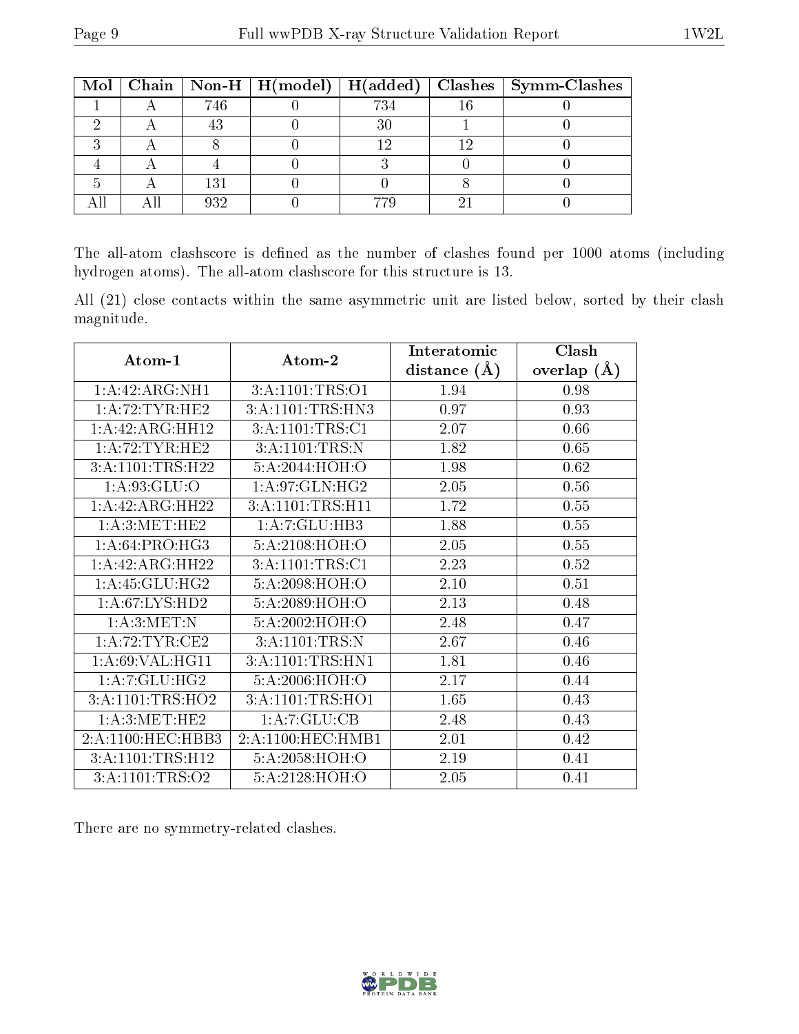| Mol | Chain | Non-H | H(model) | H(added) | Clashes | Symm-Clashes |
|---|---|---|---|---|---|---|
| 1 | A | 746 | 0 | 734 | 16 | 0 |
| 2 | A | 43 | 0 | 30 | 1 | 0 |
| 3 | A | 8 | 0 | 12 | 12 | 0 |
| 4 | A | 4 | 0 | 3 | 0 | 0 |
| 5 | A | 131 | 0 | 0 | 8 | 0 |
| All | All | 932 | 0 | 779 | 21 | 0 |

The all-atom clashscore is defined as the number of clashes found per 1000 atoms (including hydrogen atoms). The all-atom clashscore for this structure is 13.

All (21) close contacts within the same asymmetric unit are listed below, sorted by their clash magnitude.

| Atom-1 | Atom-2 | Interatomic distance (Å) | Clash overlap (Å) |
|---|---|---|---|
| 1:A:42:ARG:NH1 | 3:A:1101:TRS:O1 | 1.94 | 0.98 |
| 1:A:72:TYR:HE2 | 3:A:1101:TRS:HN3 | 0.97 | 0.93 |
| 1:A:42:ARG:HH12 | 3:A:1101:TRS:C1 | 2.07 | 0.66 |
| 1:A:72:TYR:HE2 | 3:A:1101:TRS:N | 1.82 | 0.65 |
| 3:A:1101:TRS:H22 | 5:A:2044:HOH:O | 1.98 | 0.62 |
| 1:A:93:GLU:O | 1:A:97:GLN:HG2 | 2.05 | 0.56 |
| 1:A:42:ARG:HH22 | 3:A:1101:TRS:H11 | 1.72 | 0.55 |
| 1:A:3:MET:HE2 | 1:A:7:GLU:HB3 | 1.88 | 0.55 |
| 1:A:64:PRO:HG3 | 5:A:2108:HOH:O | 2.05 | 0.55 |
| 1:A:42:ARG:HH22 | 3:A:1101:TRS:C1 | 2.23 | 0.52 |
| 1:A:45:GLU:HG2 | 5:A:2098:HOH:O | 2.10 | 0.51 |
| 1:A:67:LYS:HD2 | 5:A:2089:HOH:O | 2.13 | 0.48 |
| 1:A:3:MET:N | 5:A:2002:HOH:O | 2.48 | 0.47 |
| 1:A:72:TYR:CE2 | 3:A:1101:TRS:N | 2.67 | 0.46 |
| 1:A:69:VAL:HG11 | 3:A:1101:TRS:HN1 | 1.81 | 0.46 |
| 1:A:7:GLU:HG2 | 5:A:2006:HOH:O | 2.17 | 0.44 |
| 3:A:1101:TRS:HO2 | 3:A:1101:TRS:HO1 | 1.65 | 0.43 |
| 1:A:3:MET:HE2 | 1:A:7:GLU:CB | 2.48 | 0.43 |
| 2:A:1100:HEC:HBB3 | 2:A:1100:HEC:HMB1 | 2.01 | 0.42 |
| 3:A:1101:TRS:H12 | 5:A:2058:HOH:O | 2.19 | 0.41 |
| 3:A:1101:TRS:O2 | 5:A:2128:HOH:O | 2.05 | 0.41 |

There are no symmetry-related clashes.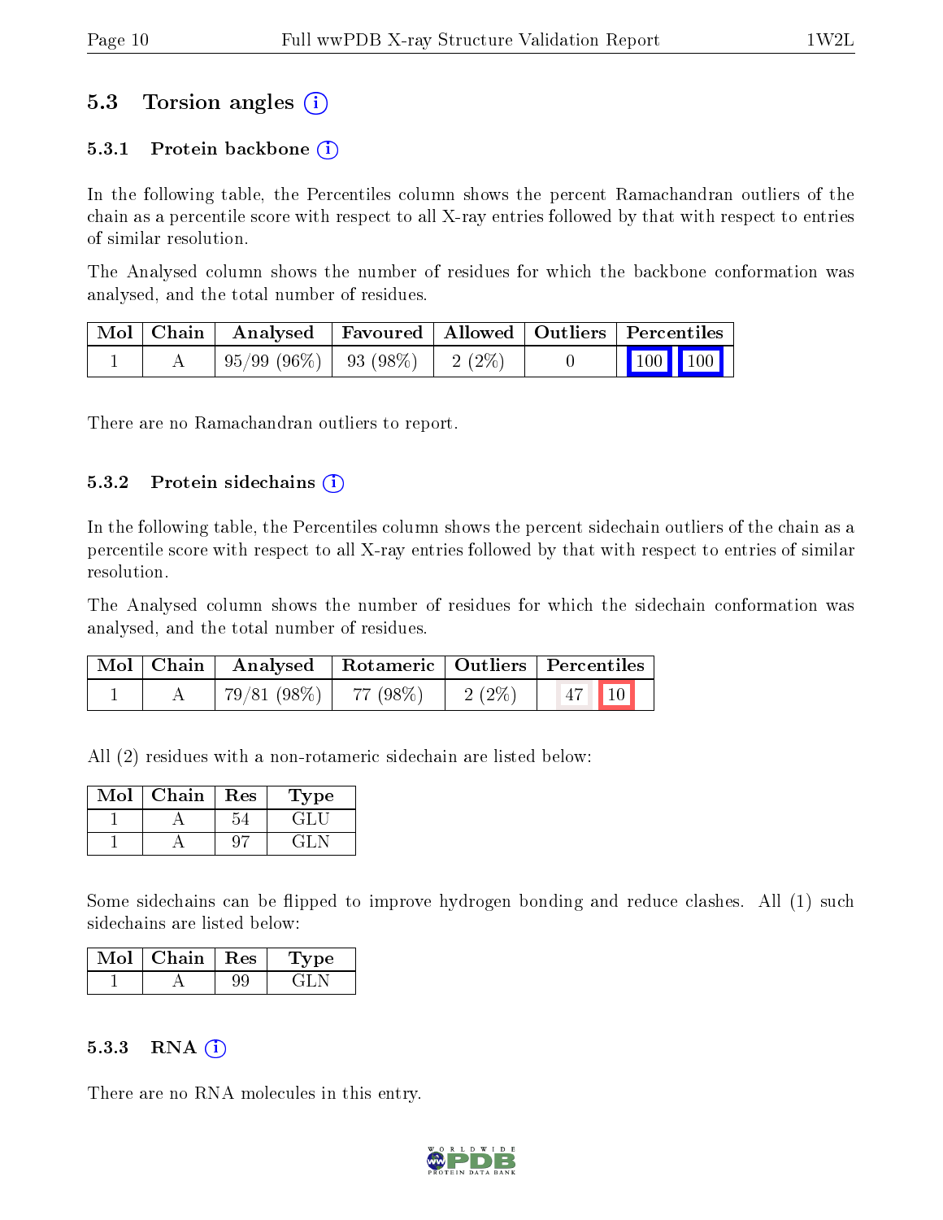## 5.3 Torsion angles (i)

### 5.3.1 Protein backbone (i)

In the following table, the Percentiles column shows the percent Ramachandran outliers of the chain as a percentile score with respect to all X-ray entries followed by that with respect to entries of similar resolution.

The Analysed column shows the number of residues for which the backbone conformation was analysed, and the total number of residues.

| Mol | Chain | Analysed | Favoured | Allowed | Outliers | Percentiles |
|---|---|---|---|---|---|---|
| 1 | A | 95/99 (96%) | 93 (98%) | 2 (2%) | 0 | 100 100 |

There are no Ramachandran outliers to report.

### 5.3.2 Protein sidechains (i)

In the following table, the Percentiles column shows the percent sidechain outliers of the chain as a percentile score with respect to all X-ray entries followed by that with respect to entries of similar resolution.

The Analysed column shows the number of residues for which the sidechain conformation was analysed, and the total number of residues.

| Mol | Chain | Analysed | Rotameric | Outliers | Percentiles |
|---|---|---|---|---|---|
| 1 | A | 79/81 (98%) | 77 (98%) | 2 (2%) | 47 10 |

All (2) residues with a non-rotameric sidechain are listed below:

| Mol | Chain | Res | Type |
|---|---|---|---|
| 1 | A | 54 | GLU |
| 1 | A | 97 | GLN |

Some sidechains can be flipped to improve hydrogen bonding and reduce clashes. All (1) such sidechains are listed below:

| Mol | Chain | Res | Type |
|---|---|---|---|
| 1 | A | 99 | GLN |

### 5.3.3 RNA (i)

There are no RNA molecules in this entry.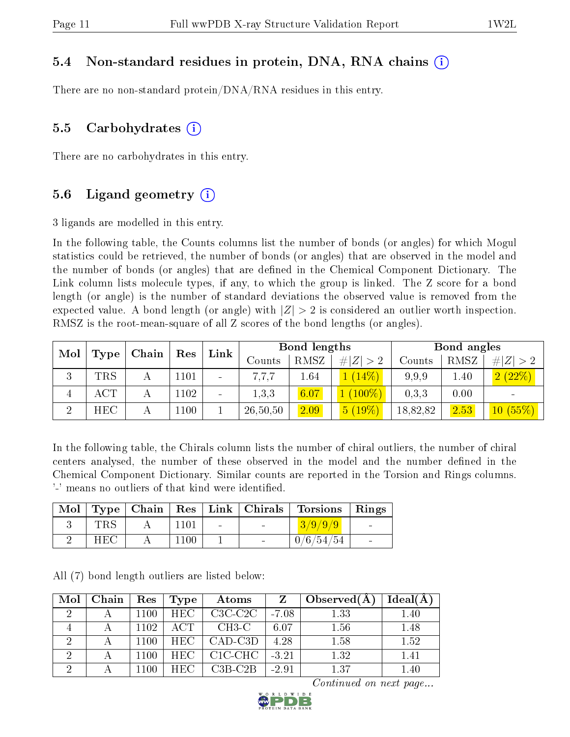### 5.4 Non-standard residues in protein, DNA, RNA chains

There are no non-standard protein/DNA/RNA residues in this entry.

### 5.5 Carbohydrates

There are no carbohydrates in this entry.

### 5.6 Ligand geometry

3 ligands are modelled in this entry.

In the following table, the Counts columns list the number of bonds (or angles) for which Mogul statistics could be retrieved, the number of bonds (or angles) that are observed in the model and the number of bonds (or angles) that are defined in the Chemical Component Dictionary. The Link column lists molecule types, if any, to which the group is linked. The Z score for a bond length (or angle) is the number of standard deviations the observed value is removed from the expected value. A bond length (or angle) with $|Z| > 2$ is considered an outlier worth inspection. RMSZ is the root-mean-square of all Z scores of the bond lengths (or angles).

| Mol | Type | Chain | Res | Link | Bond lengths | | | Bond angles | | |
|---|---|---|---|---|---|---|---|---|---|---|
| | | | | | Counts | RMSZ | $\#\|Z\| > 2$ | Counts | RMSZ | $\#\|Z\| > 2$ |
| 3 | TRS | A | 1101 | - | 7,7,7 | 1.64 | 1 (14%) | 9,9,9 | 1.40 | 2 (22%) |
| 4 | ACT | A | 1102 | - | 1,3,3 | 6.07 | 1 (100%) | 0,3,3 | 0.00 | - |
| 2 | HEC | A | 1100 | 1 | 26,50,50 | 2.09 | 5 (19%) | 18,82,82 | 2.53 | 10 (55%) |

In the following table, the Chirals column lists the number of chiral outliers, the number of chiral centers analysed, the number of these observed in the model and the number defined in the Chemical Component Dictionary. Similar counts are reported in the Torsion and Rings columns. '-' means no outliers of that kind were identified.

| Mol | Type | Chain | Res | Link | Chirals | Torsions | Rings |
|---|---|---|---|---|---|---|---|
| 3 | TRS | A | 1101 | - | - | 3/9/9/9 | - |
| 2 | HEC | A | 1100 | 1 | - | 0/6/54/54 | - |

All (7) bond length outliers are listed below:

| Mol | Chain | Res | Type | Atoms | Z | Observed(Å) | Ideal(Å) |
|---|---|---|---|---|---|---|---|
| 2 | A | 1100 | HEC | C3C-C2C | -7.08 | 1.33 | 1.40 |
| 4 | A | 1102 | ACT | CH3-C | 6.07 | 1.56 | 1.48 |
| 2 | A | 1100 | HEC | CAD-C3D | 4.28 | 1.58 | 1.52 |
| 2 | A | 1100 | HEC | C1C-CHC | -3.21 | 1.32 | 1.41 |
| 2 | A | 1100 | HEC | C3B-C2B | -2.91 | 1.37 | 1.40 |

*Continued on next page...*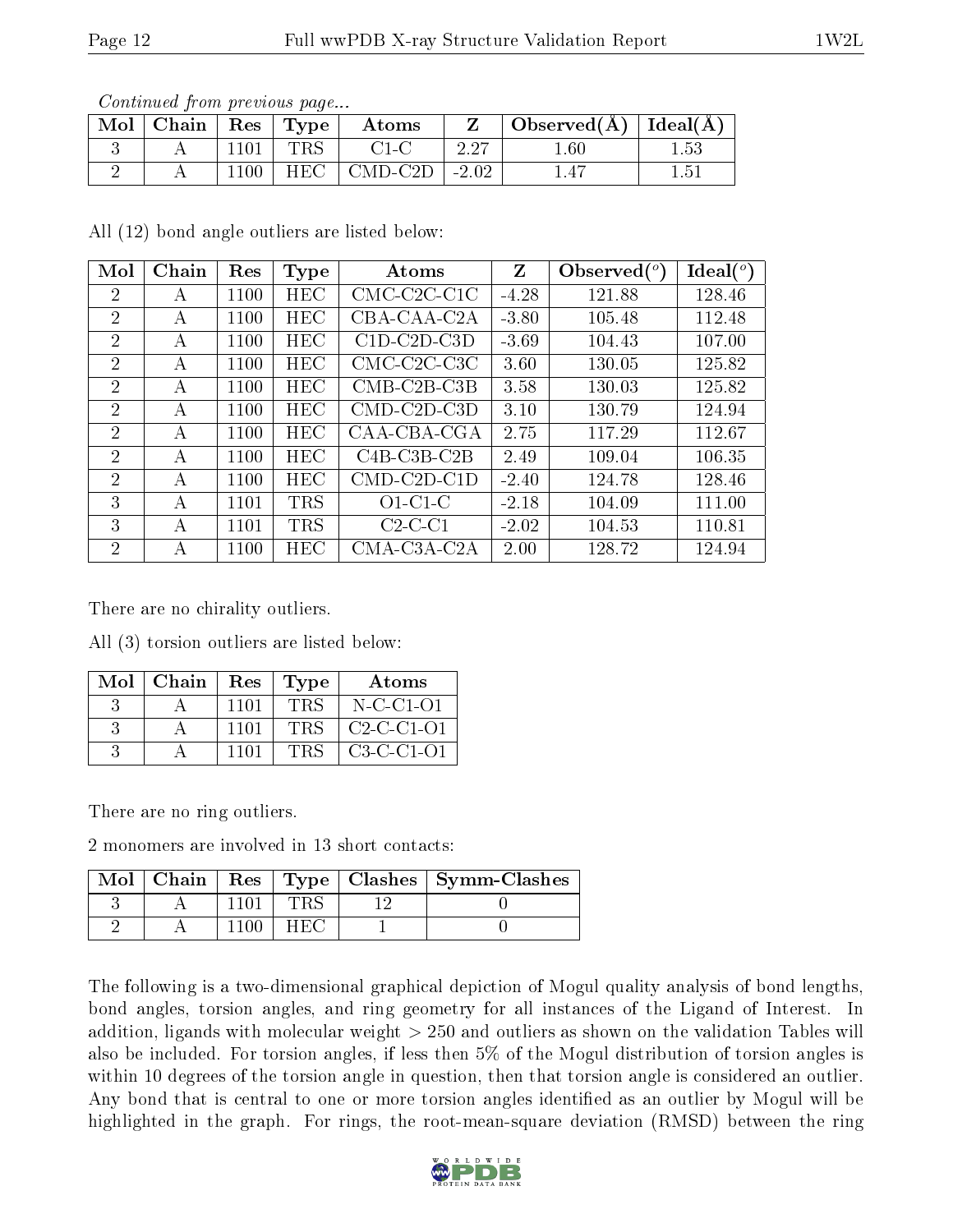*Continued from previous page...*

| Mol | Chain | Res | Type | Atoms | Z | Observed(Å) | Ideal(Å) |
|---|---|---|---|---|---|---|---|
| 3 | A | 1101 | TRS | C1-C | 2.27 | 1.60 | 1.53 |
| 2 | A | 1100 | HEC | CMD-C2D | -2.02 | 1.47 | 1.51 |

All (12) bond angle outliers are listed below:

| Mol | Chain | Res | Type | Atoms | Z | Observed(°) | Ideal(°) |
|---|---|---|---|---|---|---|---|
| 2 | A | 1100 | HEC | CMC-C2C-C1C | -4.28 | 121.88 | 128.46 |
| 2 | A | 1100 | HEC | CBA-CAA-C2A | -3.80 | 105.48 | 112.48 |
| 2 | A | 1100 | HEC | C1D-C2D-C3D | -3.69 | 104.43 | 107.00 |
| 2 | A | 1100 | HEC | CMC-C2C-C3C | 3.60 | 130.05 | 125.82 |
| 2 | A | 1100 | HEC | CMB-C2B-C3B | 3.58 | 130.03 | 125.82 |
| 2 | A | 1100 | HEC | CMD-C2D-C3D | 3.10 | 130.79 | 124.94 |
| 2 | A | 1100 | HEC | CAA-CBA-CGA | 2.75 | 117.29 | 112.67 |
| 2 | A | 1100 | HEC | C4B-C3B-C2B | 2.49 | 109.04 | 106.35 |
| 2 | A | 1100 | HEC | CMD-C2D-C1D | -2.40 | 124.78 | 128.46 |
| 3 | A | 1101 | TRS | O1-C1-C | -2.18 | 104.09 | 111.00 |
| 3 | A | 1101 | TRS | C2-C-C1 | -2.02 | 104.53 | 110.81 |
| 2 | A | 1100 | HEC | CMA-C3A-C2A | 2.00 | 128.72 | 124.94 |

There are no chirality outliers.

All (3) torsion outliers are listed below:

| Mol | Chain | Res | Type | Atoms |
|---|---|---|---|---|
| 3 | A | 1101 | TRS | N-C-C1-O1 |
| 3 | A | 1101 | TRS | C2-C-C1-O1 |
| 3 | A | 1101 | TRS | C3-C-C1-O1 |

There are no ring outliers.

2 monomers are involved in 13 short contacts:

| Mol | Chain | Res | Type | Clashes | Symm-Clashes |
|---|---|---|---|---|---|
| 3 | A | 1101 | TRS | 12 | 0 |
| 2 | A | 1100 | HEC | 1 | 0 |

The following is a two-dimensional graphical depiction of Mogul quality analysis of bond lengths, bond angles, torsion angles, and ring geometry for all instances of the Ligand of Interest. In addition, ligands with molecular weight > 250 and outliers as shown on the validation Tables will also be included. For torsion angles, if less then 5% of the Mogul distribution of torsion angles is within 10 degrees of the torsion angle in question, then that torsion angle is considered an outlier. Any bond that is central to one or more torsion angles identified as an outlier by Mogul will be highlighted in the graph. For rings, the root-mean-square deviation (RMSD) between the ring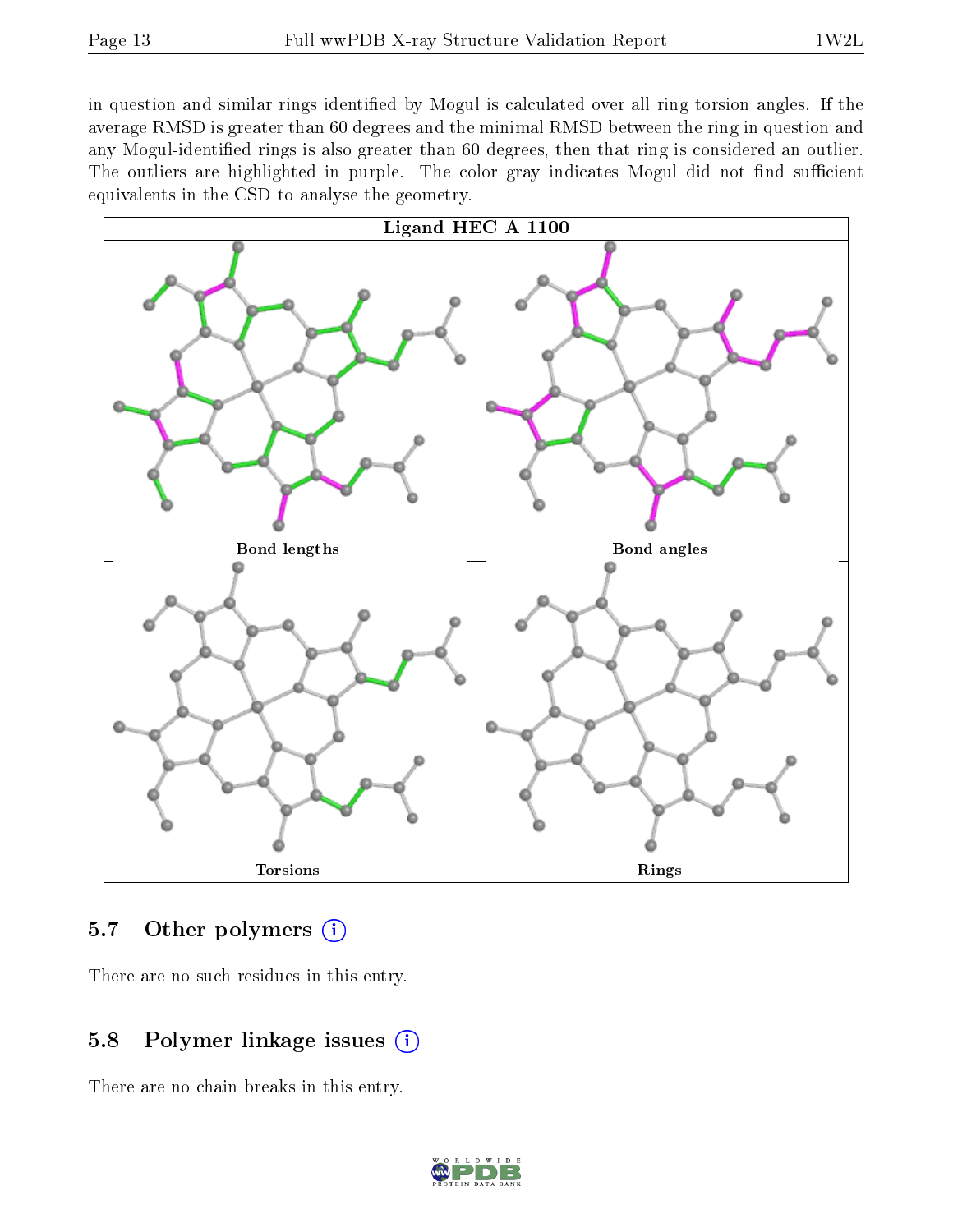in question and similar rings identified by Mogul is calculated over all ring torsion angles. If the average RMSD is greater than 60 degrees and the minimal RMSD between the ring in question and any Mogul-identified rings is also greater than 60 degrees, then that ring is considered an outlier. The outliers are highlighted in purple. The color gray indicates Mogul did not find sufficient equivalents in the CSD to analyse the geometry.

**Ligand HEC A 1100**

Bond lengths

Bond angles

Torsions

Rings

### 5.7 Other polymers

There are no such residues in this entry.

### 5.8 Polymer linkage issues

There are no chain breaks in this entry.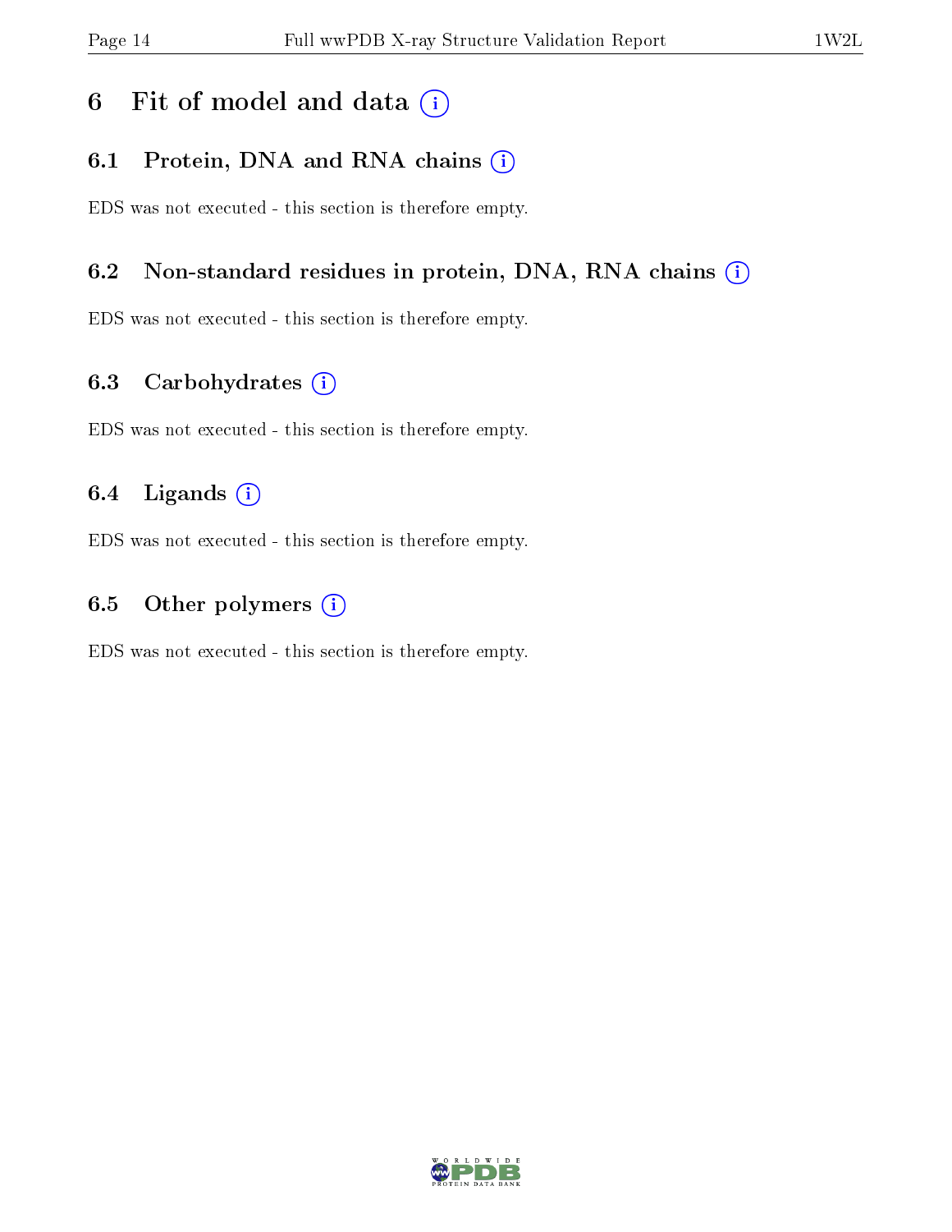# 6 Fit of model and data

## 6.1 Protein, DNA and RNA chains

EDS was not executed - this section is therefore empty.

## 6.2 Non-standard residues in protein, DNA, RNA chains

EDS was not executed - this section is therefore empty.

## 6.3 Carbohydrates

EDS was not executed - this section is therefore empty.

## 6.4 Ligands

EDS was not executed - this section is therefore empty.

## 6.5 Other polymers

EDS was not executed - this section is therefore empty.